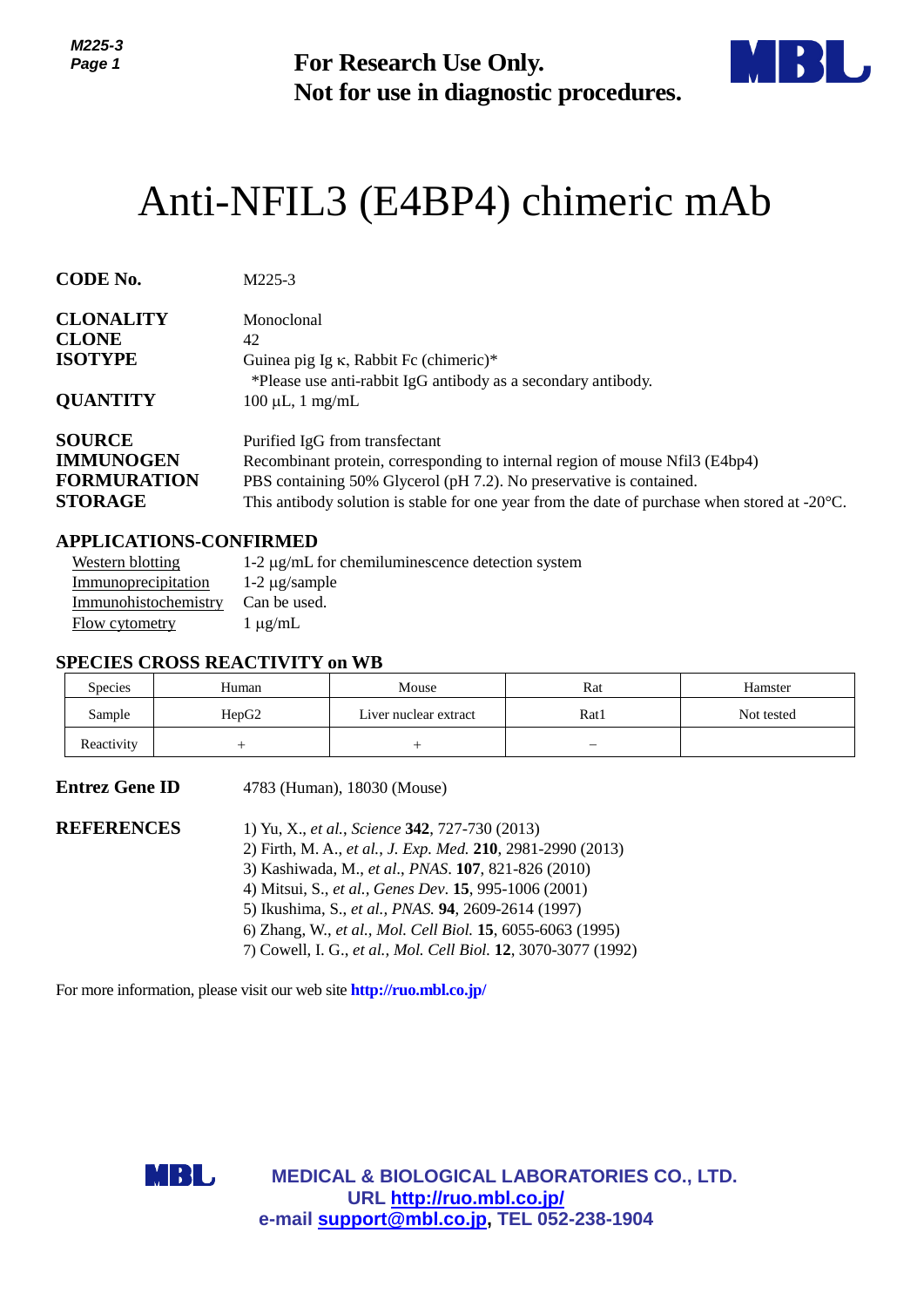**For Research Use Only.**
**Not for use in diagnostic procedures.**

# Anti-NFIL3 (E4BP4) chimeric mAb

**CODE No.** M225-3

**CLONALITY** Monoclonal
**CLONE** 42
**ISOTYPE** Guinea pig Ig κ, Rabbit Fc (chimeric)*
*Please use anti-rabbit IgG antibody as a secondary antibody.
**QUANTITY** 100 µL, 1 mg/mL

**SOURCE** Purified IgG from transfectant
**IMMUNOGEN** Recombinant protein, corresponding to internal region of mouse Nfil3 (E4bp4)
**FORMURATION** PBS containing 50% Glycerol (pH 7.2). No preservative is contained.
**STORAGE** This antibody solution is stable for one year from the date of purchase when stored at -20°C.

## APPLICATIONS-CONFIRMED

Western blotting: 1-2 µg/mL for chemiluminescence detection system
Immunoprecipitation: 1-2 µg/sample
Immunohistochemistry: Can be used.
Flow cytometry: 1 µg/mL

## SPECIES CROSS REACTIVITY on WB

| Species | Human | Mouse | Rat | Hamster |
|---|---|---|---|---|
| Sample | HepG2 | Liver nuclear extract | Rat1 | Not tested |
| Reactivity | + | + | − | |

**Entrez Gene ID** 4783 (Human), 18030 (Mouse)

**REFERENCES**
1) Yu, X., *et al., Science* **342**, 727-730 (2013)
2) Firth, M. A., *et al., J. Exp. Med.* **210**, 2981-2990 (2013)
3) Kashiwada, M., *et al., PNAS*. **107**, 821-826 (2010)
4) Mitsui, S., *et al., Genes Dev*. **15**, 995-1006 (2001)
5) Ikushima, S., *et al., PNAS.* **94**, 2609-2614 (1997)
6) Zhang, W., *et al., Mol. Cell Biol.* **15**, 6055-6063 (1995)
7) Cowell, I. G., *et al., Mol. Cell Biol.* **12**, 3070-3077 (1992)

For more information, please visit our web site **http://ruo.mbl.co.jp/**

**MEDICAL & BIOLOGICAL LABORATORIES CO., LTD.**
**URL http://ruo.mbl.co.jp/**
**e-mail support@mbl.co.jp, TEL 052-238-1904**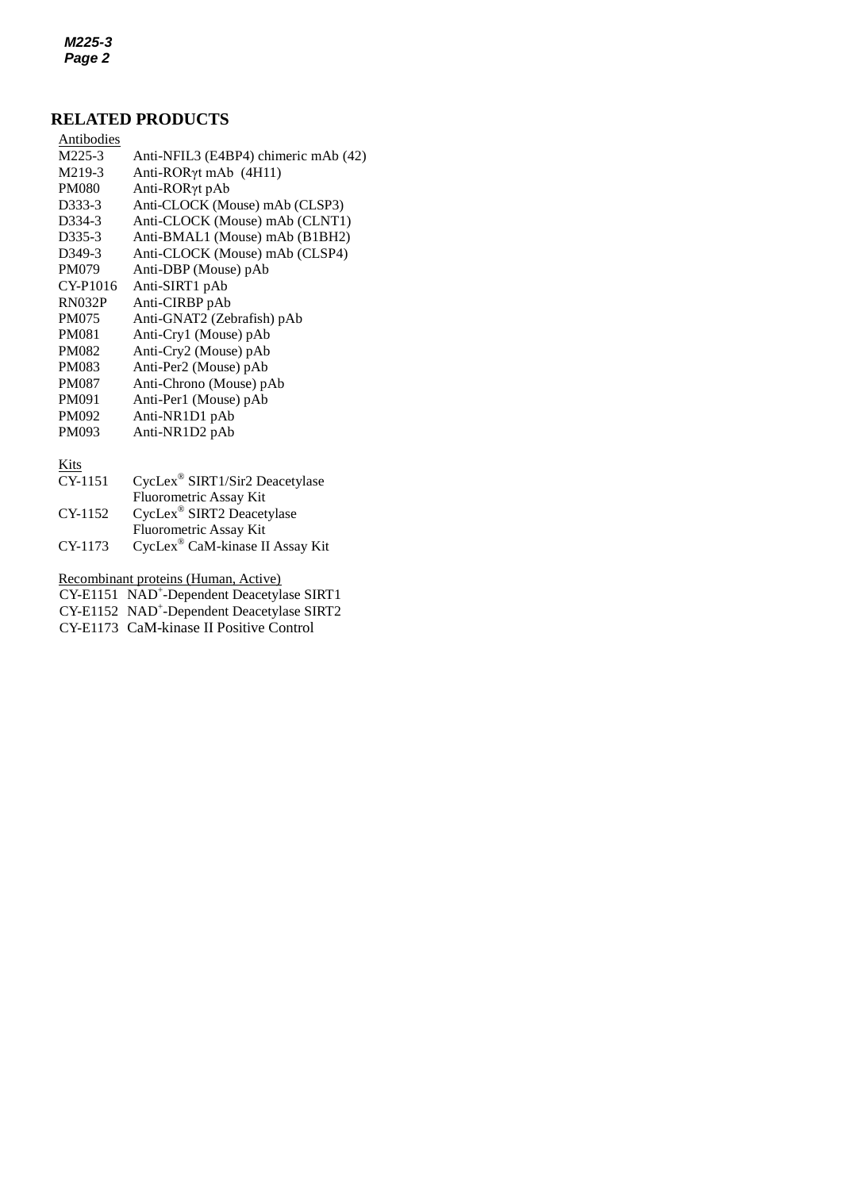## RELATED PRODUCTS

Antibodies

| | |
|---|---|
| M225-3 | Anti-NFIL3 (E4BP4) chimeric mAb (42) |
| M219-3 | Anti-RORγt mAb (4H11) |
| PM080 | Anti-RORγt pAb |
| D333-3 | Anti-CLOCK (Mouse) mAb (CLSP3) |
| D334-3 | Anti-CLOCK (Mouse) mAb (CLNT1) |
| D335-3 | Anti-BMAL1 (Mouse) mAb (B1BH2) |
| D349-3 | Anti-CLOCK (Mouse) mAb (CLSP4) |
| PM079 | Anti-DBP (Mouse) pAb |
| CY-P1016 | Anti-SIRT1 pAb |
| RN032P | Anti-CIRBP pAb |
| PM075 | Anti-GNAT2 (Zebrafish) pAb |
| PM081 | Anti-Cry1 (Mouse) pAb |
| PM082 | Anti-Cry2 (Mouse) pAb |
| PM083 | Anti-Per2 (Mouse) pAb |
| PM087 | Anti-Chrono (Mouse) pAb |
| PM091 | Anti-Per1 (Mouse) pAb |
| PM092 | Anti-NR1D1 pAb |
| PM093 | Anti-NR1D2 pAb |

Kits

| | |
|---|---|
| CY-1151 | CycLex® SIRT1/Sir2 Deacetylase Fluorometric Assay Kit |
| CY-1152 | CycLex® SIRT2 Deacetylase Fluorometric Assay Kit |
| CY-1173 | CycLex® CaM-kinase II Assay Kit |

Recombinant proteins (Human, Active)

| | |
|---|---|
| CY-E1151 | $NAD^+$-Dependent Deacetylase SIRT1 |
| CY-E1152 | $NAD^+$-Dependent Deacetylase SIRT2 |
| CY-E1173 | CaM-kinase II Positive Control |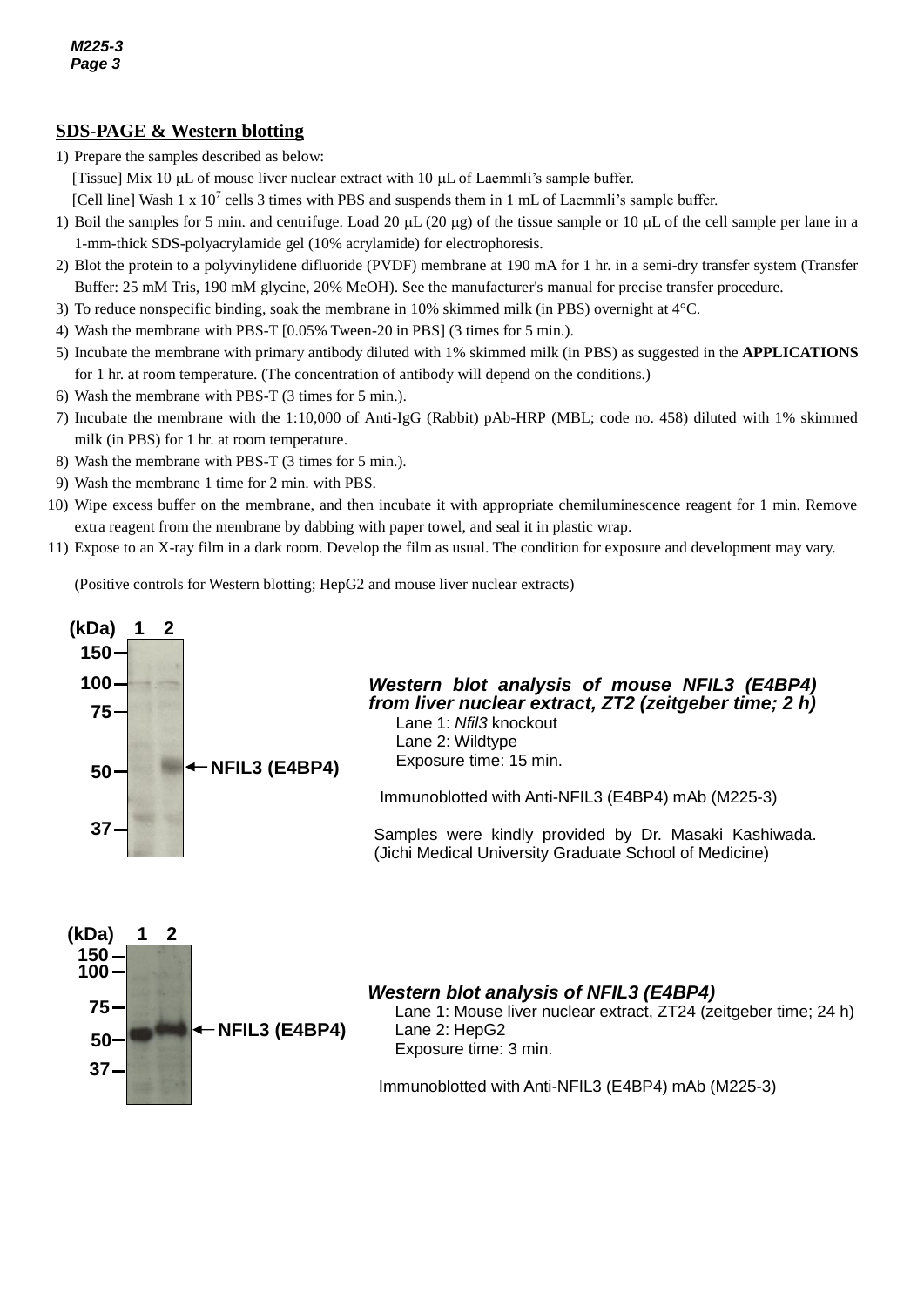## SDS-PAGE & Western blotting

1) Prepare the samples described as below:
   [Tissue] Mix 10 μL of mouse liver nuclear extract with 10 μL of Laemmli's sample buffer.
   [Cell line] Wash 1 x $10^7$ cells 3 times with PBS and suspends them in 1 mL of Laemmli's sample buffer.
1) Boil the samples for 5 min. and centrifuge. Load 20 μL (20 μg) of the tissue sample or 10 μL of the cell sample per lane in a 1-mm-thick SDS-polyacrylamide gel (10% acrylamide) for electrophoresis.
2) Blot the protein to a polyvinylidene difluoride (PVDF) membrane at 190 mA for 1 hr. in a semi-dry transfer system (Transfer Buffer: 25 mM Tris, 190 mM glycine, 20% MeOH). See the manufacturer's manual for precise transfer procedure.
3) To reduce nonspecific binding, soak the membrane in 10% skimmed milk (in PBS) overnight at 4°C.
4) Wash the membrane with PBS-T [0.05% Tween-20 in PBS] (3 times for 5 min.).
5) Incubate the membrane with primary antibody diluted with 1% skimmed milk (in PBS) as suggested in the **APPLICATIONS** for 1 hr. at room temperature. (The concentration of antibody will depend on the conditions.)
6) Wash the membrane with PBS-T (3 times for 5 min.).
7) Incubate the membrane with the 1:10,000 of Anti-IgG (Rabbit) pAb-HRP (MBL; code no. 458) diluted with 1% skimmed milk (in PBS) for 1 hr. at room temperature.
8) Wash the membrane with PBS-T (3 times for 5 min.).
9) Wash the membrane 1 time for 2 min. with PBS.
10) Wipe excess buffer on the membrane, and then incubate it with appropriate chemiluminescence reagent for 1 min. Remove extra reagent from the membrane by dabbing with paper towel, and seal it in plastic wrap.
11) Expose to an X-ray film in a dark room. Develop the film as usual. The condition for exposure and development may vary.

(Positive controls for Western blotting; HepG2 and mouse liver nuclear extracts)

***Western blot analysis of mouse NFIL3 (E4BP4) from liver nuclear extract, ZT2 (zeitgeber time; 2 h)***
Lane 1: *Nfil3* knockout
Lane 2: Wildtype
Exposure time: 15 min.

Immunoblotted with Anti-NFIL3 (E4BP4) mAb (M225-3)

Samples were kindly provided by Dr. Masaki Kashiwada. (Jichi Medical University Graduate School of Medicine)

***Western blot analysis of NFIL3 (E4BP4)***
Lane 1: Mouse liver nuclear extract, ZT24 (zeitgeber time; 24 h)
Lane 2: HepG2
Exposure time: 3 min.

Immunoblotted with Anti-NFIL3 (E4BP4) mAb (M225-3)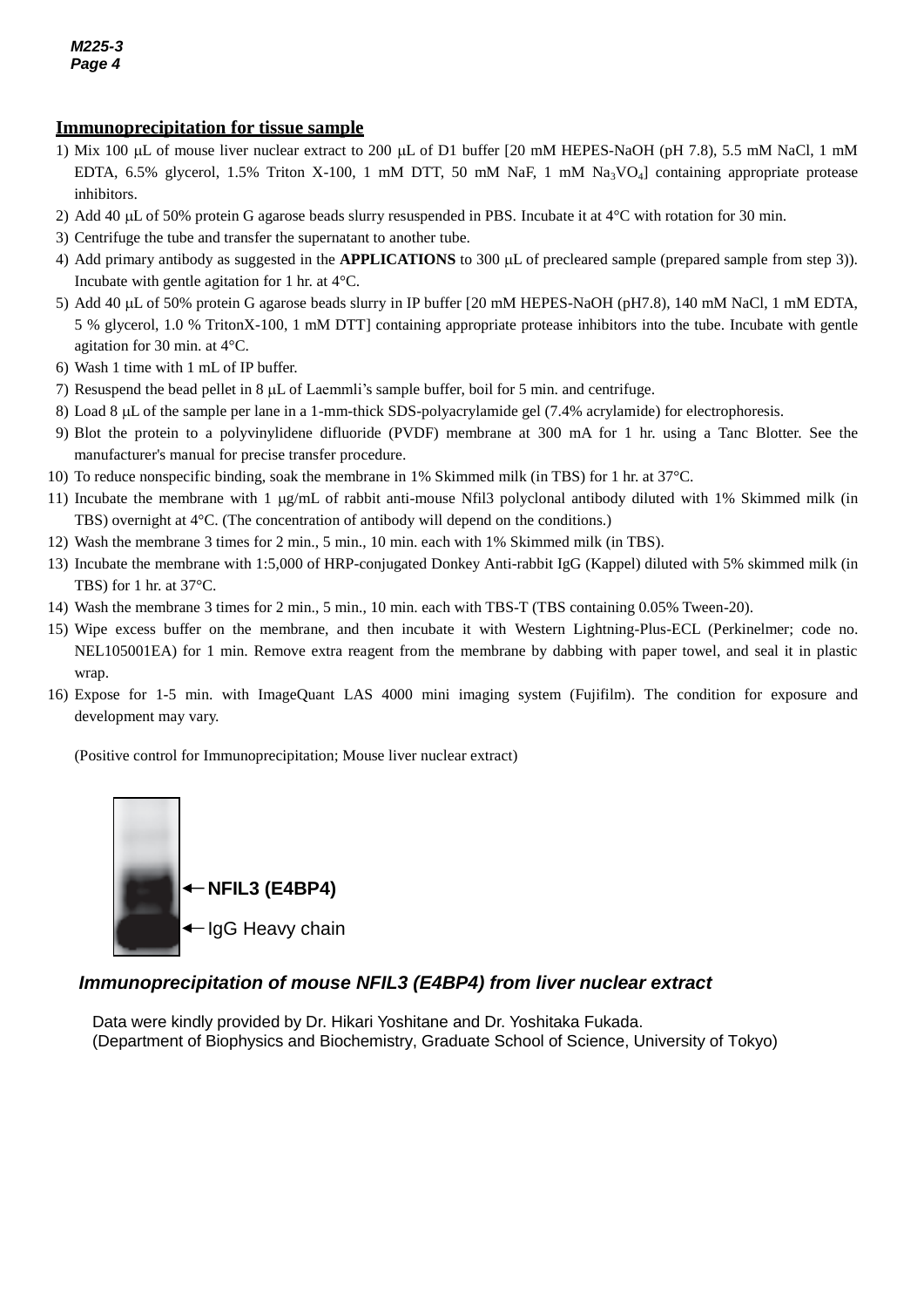## Immunoprecipitation for tissue sample

1) Mix 100 μL of mouse liver nuclear extract to 200 μL of D1 buffer [20 mM HEPES-NaOH (pH 7.8), 5.5 mM NaCl, 1 mM EDTA, 6.5% glycerol, 1.5% Triton X-100, 1 mM DTT, 50 mM NaF, 1 mM $Na_3VO_4$] containing appropriate protease inhibitors.
2) Add 40 μL of 50% protein G agarose beads slurry resuspended in PBS. Incubate it at 4°C with rotation for 30 min.
3) Centrifuge the tube and transfer the supernatant to another tube.
4) Add primary antibody as suggested in the **APPLICATIONS** to 300 μL of precleared sample (prepared sample from step 3)). Incubate with gentle agitation for 1 hr. at 4°C.
5) Add 40 μL of 50% protein G agarose beads slurry in IP buffer [20 mM HEPES-NaOH (pH7.8), 140 mM NaCl, 1 mM EDTA, 5 % glycerol, 1.0 % TritonX-100, 1 mM DTT] containing appropriate protease inhibitors into the tube. Incubate with gentle agitation for 30 min. at 4°C.
6) Wash 1 time with 1 mL of IP buffer.
7) Resuspend the bead pellet in 8 μL of Laemmli's sample buffer, boil for 5 min. and centrifuge.
8) Load 8 μL of the sample per lane in a 1-mm-thick SDS-polyacrylamide gel (7.4% acrylamide) for electrophoresis.
9) Blot the protein to a polyvinylidene difluoride (PVDF) membrane at 300 mA for 1 hr. using a Tanc Blotter. See the manufacturer's manual for precise transfer procedure.
10) To reduce nonspecific binding, soak the membrane in 1% Skimmed milk (in TBS) for 1 hr. at 37°C.
11) Incubate the membrane with 1 μg/mL of rabbit anti-mouse Nfil3 polyclonal antibody diluted with 1% Skimmed milk (in TBS) overnight at 4°C. (The concentration of antibody will depend on the conditions.)
12) Wash the membrane 3 times for 2 min., 5 min., 10 min. each with 1% Skimmed milk (in TBS).
13) Incubate the membrane with 1:5,000 of HRP-conjugated Donkey Anti-rabbit IgG (Kappel) diluted with 5% skimmed milk (in TBS) for 1 hr. at 37°C.
14) Wash the membrane 3 times for 2 min., 5 min., 10 min. each with TBS-T (TBS containing 0.05% Tween-20).
15) Wipe excess buffer on the membrane, and then incubate it with Western Lightning-Plus-ECL (Perkinelmer; code no. NEL105001EA) for 1 min. Remove extra reagent from the membrane by dabbing with paper towel, and seal it in plastic wrap.
16) Expose for 1-5 min. with ImageQuant LAS 4000 mini imaging system (Fujifilm). The condition for exposure and development may vary.

(Positive control for Immunoprecipitation; Mouse liver nuclear extract)

←NFIL3 (E4BP4)

←IgG Heavy chain

***Immunoprecipitation of mouse NFIL3 (E4BP4) from liver nuclear extract***

Data were kindly provided by Dr. Hikari Yoshitane and Dr. Yoshitaka Fukada.
(Department of Biophysics and Biochemistry, Graduate School of Science, University of Tokyo)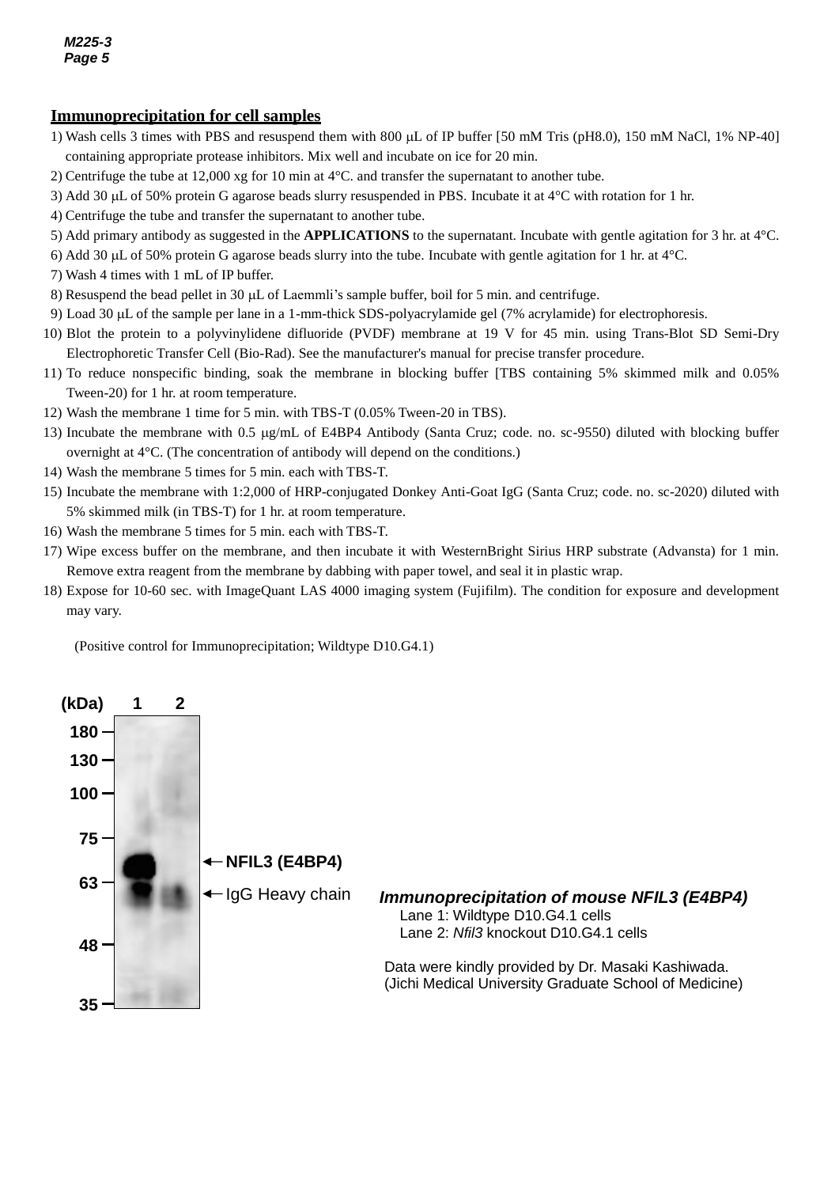## Immunoprecipitation for cell samples

1) Wash cells 3 times with PBS and resuspend them with 800 μL of IP buffer [50 mM Tris (pH8.0), 150 mM NaCl, 1% NP-40] containing appropriate protease inhibitors. Mix well and incubate on ice for 20 min.
2) Centrifuge the tube at 12,000 xg for 10 min at 4°C. and transfer the supernatant to another tube.
3) Add 30 μL of 50% protein G agarose beads slurry resuspended in PBS. Incubate it at 4°C with rotation for 1 hr.
4) Centrifuge the tube and transfer the supernatant to another tube.
5) Add primary antibody as suggested in the **APPLICATIONS** to the supernatant. Incubate with gentle agitation for 3 hr. at 4°C.
6) Add 30 μL of 50% protein G agarose beads slurry into the tube. Incubate with gentle agitation for 1 hr. at 4°C.
7) Wash 4 times with 1 mL of IP buffer.
8) Resuspend the bead pellet in 30 μL of Laemmli's sample buffer, boil for 5 min. and centrifuge.
9) Load 30 μL of the sample per lane in a 1-mm-thick SDS-polyacrylamide gel (7% acrylamide) for electrophoresis.
10) Blot the protein to a polyvinylidene difluoride (PVDF) membrane at 19 V for 45 min. using Trans-Blot SD Semi-Dry Electrophoretic Transfer Cell (Bio-Rad). See the manufacturer's manual for precise transfer procedure.
11) To reduce nonspecific binding, soak the membrane in blocking buffer [TBS containing 5% skimmed milk and 0.05% Tween-20) for 1 hr. at room temperature.
12) Wash the membrane 1 time for 5 min. with TBS-T (0.05% Tween-20 in TBS).
13) Incubate the membrane with 0.5 μg/mL of E4BP4 Antibody (Santa Cruz; code. no. sc-9550) diluted with blocking buffer overnight at 4°C. (The concentration of antibody will depend on the conditions.)
14) Wash the membrane 5 times for 5 min. each with TBS-T.
15) Incubate the membrane with 1:2,000 of HRP-conjugated Donkey Anti-Goat IgG (Santa Cruz; code. no. sc-2020) diluted with 5% skimmed milk (in TBS-T) for 1 hr. at room temperature.
16) Wash the membrane 5 times for 5 min. each with TBS-T.
17) Wipe excess buffer on the membrane, and then incubate it with WesternBright Sirius HRP substrate (Advansta) for 1 min. Remove extra reagent from the membrane by dabbing with paper towel, and seal it in plastic wrap.
18) Expose for 10-60 sec. with ImageQuant LAS 4000 imaging system (Fujifilm). The condition for exposure and development may vary.

(Positive control for Immunoprecipitation; Wildtype D10.G4.1)

(kDa) 1 2
180
130
100
75
63
48
35

← NFIL3 (E4BP4)
← IgG Heavy chain

***Immunoprecipitation of mouse NFIL3 (E4BP4)***
Lane 1: Wildtype D10.G4.1 cells
Lane 2: *Nfil3* knockout D10.G4.1 cells

Data were kindly provided by Dr. Masaki Kashiwada.
(Jichi Medical University Graduate School of Medicine)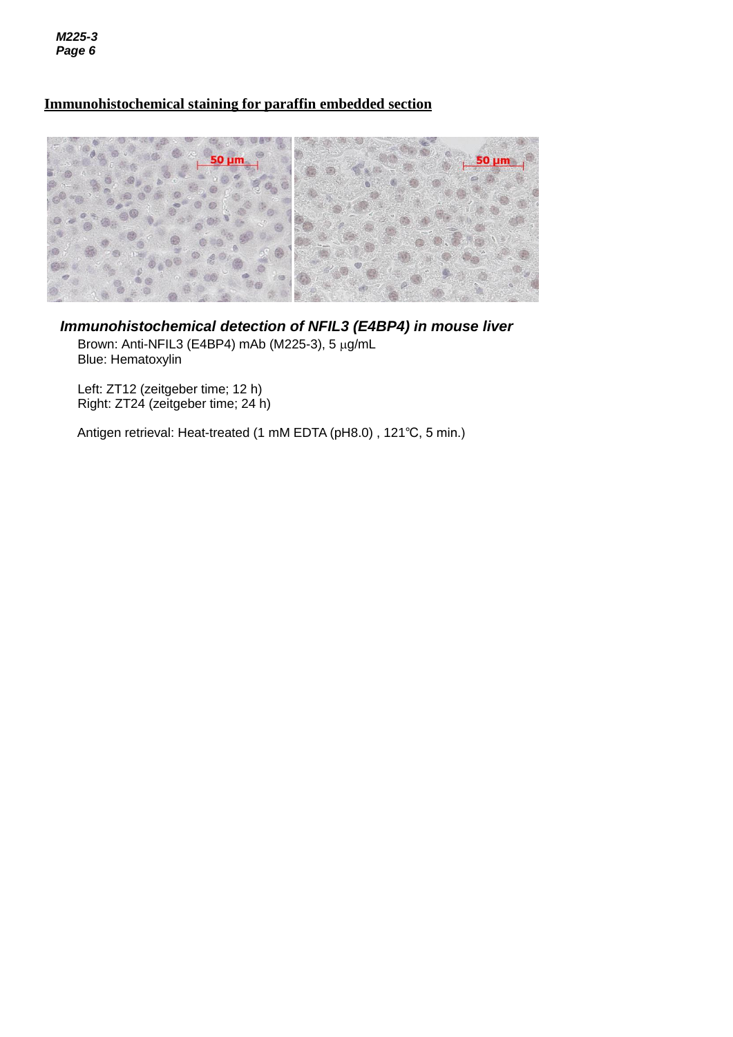## Immunohistochemical staining for paraffin embedded section

***Immunohistochemical detection of NFIL3 (E4BP4) in mouse liver***

Brown: Anti-NFIL3 (E4BP4) mAb (M225-3), 5 μg/mL
Blue: Hematoxylin

Left: ZT12 (zeitgeber time; 12 h)
Right: ZT24 (zeitgeber time; 24 h)

Antigen retrieval: Heat-treated (1 mM EDTA (pH8.0) , 121℃, 5 min.)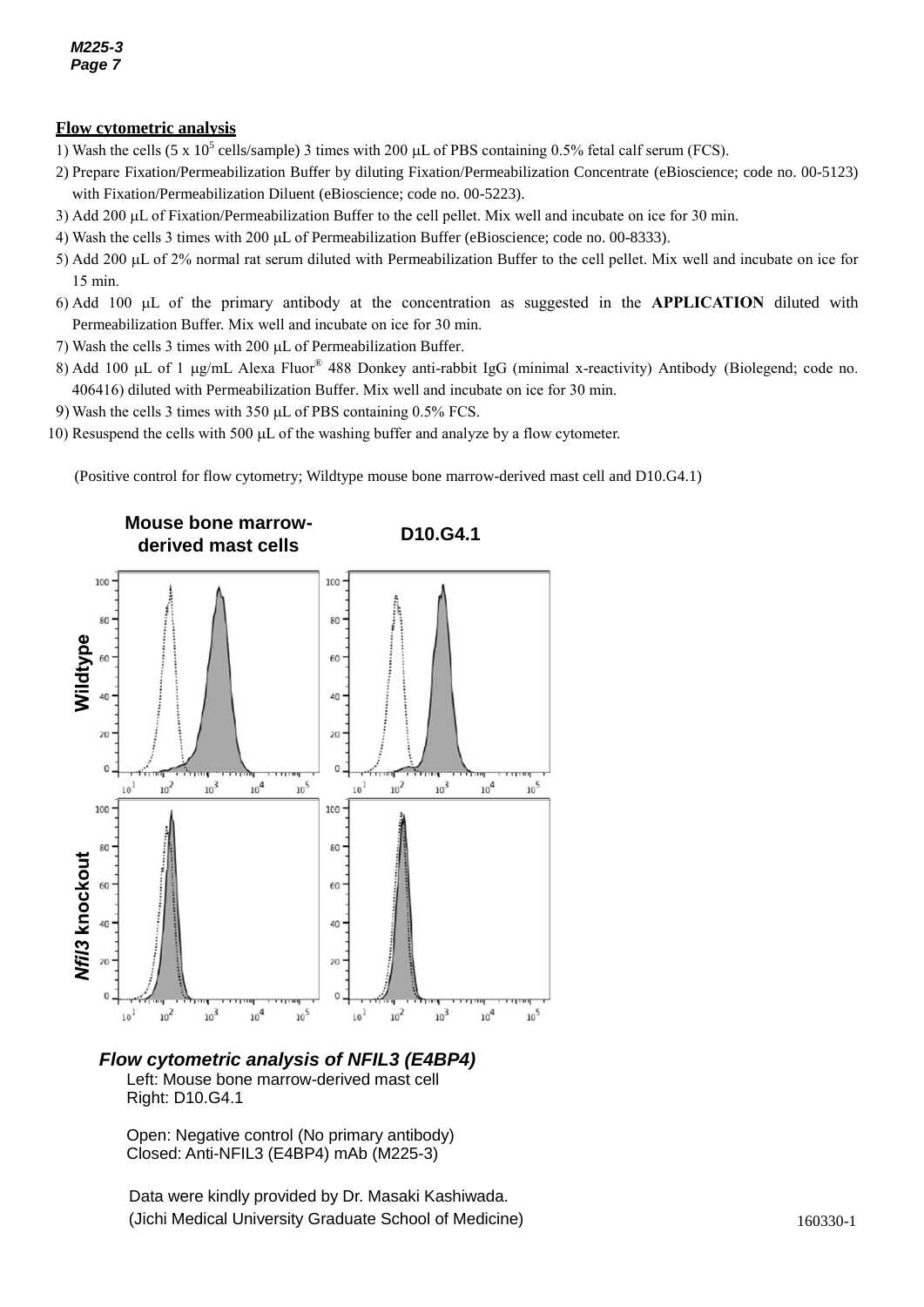## Flow cytometric analysis

1) Wash the cells (5 x $10^5$ cells/sample) 3 times with 200 μL of PBS containing 0.5% fetal calf serum (FCS).
2) Prepare Fixation/Permeabilization Buffer by diluting Fixation/Permeabilization Concentrate (eBioscience; code no. 00-5123) with Fixation/Permeabilization Diluent (eBioscience; code no. 00-5223).
3) Add 200 μL of Fixation/Permeabilization Buffer to the cell pellet. Mix well and incubate on ice for 30 min.
4) Wash the cells 3 times with 200 μL of Permeabilization Buffer (eBioscience; code no. 00-8333).
5) Add 200 μL of 2% normal rat serum diluted with Permeabilization Buffer to the cell pellet. Mix well and incubate on ice for 15 min.
6) Add 100 μL of the primary antibody at the concentration as suggested in the **APPLICATION** diluted with Permeabilization Buffer. Mix well and incubate on ice for 30 min.
7) Wash the cells 3 times with 200 μL of Permeabilization Buffer.
8) Add 100 μL of 1 μg/mL Alexa Fluor® 488 Donkey anti-rabbit IgG (minimal x-reactivity) Antibody (Biolegend; code no. 406416) diluted with Permeabilization Buffer. Mix well and incubate on ice for 30 min.
9) Wash the cells 3 times with 350 μL of PBS containing 0.5% FCS.
10) Resuspend the cells with 500 μL of the washing buffer and analyze by a flow cytometer.

(Positive control for flow cytometry; Wildtype mouse bone marrow-derived mast cell and D10.G4.1)

Mouse bone marrow-derived mast cells
D10.G4.1
Wildtype
*Nfil3* knockout

***Flow cytometric analysis of NFIL3 (E4BP4)***

Left: Mouse bone marrow-derived mast cell
Right: D10.G4.1

Open: Negative control (No primary antibody)
Closed: Anti-NFIL3 (E4BP4) mAb (M225-3)

Data were kindly provided by Dr. Masaki Kashiwada.
(Jichi Medical University Graduate School of Medicine)

160330-1